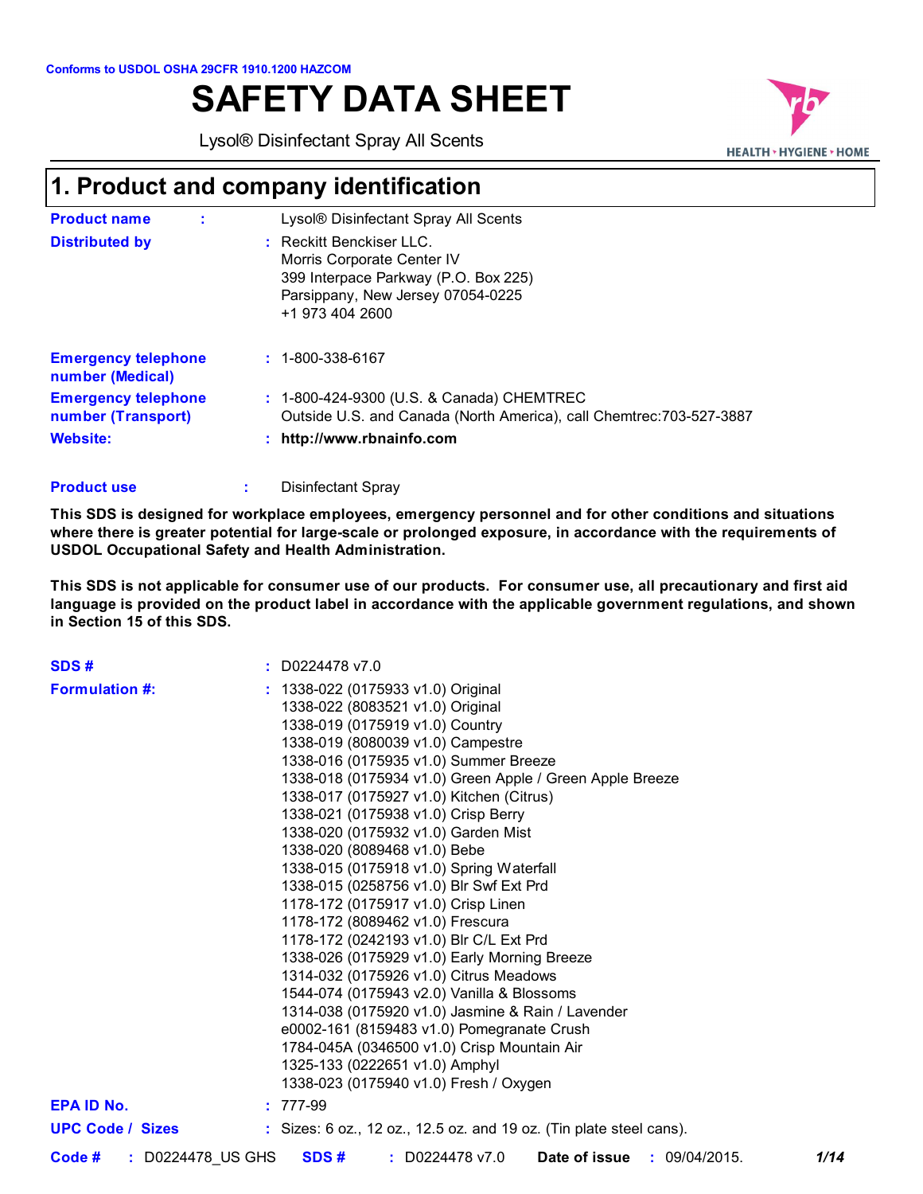Conforms to USDOL OSHA 29CFR 1910.1200 HAZCOM

# SAFETY DATA SHEET

Lysol® Disinfectant Spray All Scents

HEALTH • HYGIENE • HOME

## 1. Product and company identification

**Product name** : Lysol® Disinfectant Spray All Scents

**Distributed by** : Reckitt Benckiser LLC.
Morris Corporate Center IV
399 Interpace Parkway (P.O. Box 225)
Parsippany, New Jersey 07054-0225
+1 973 404 2600

**Emergency telephone number (Medical)** : 1-800-338-6167

**Emergency telephone number (Transport)** : 1-800-424-9300 (U.S. & Canada) CHEMTREC
Outside U.S. and Canada (North America), call Chemtrec:703-527-3887

**Website:** : **http://www.rbnainfo.com**

**Product use** : Disinfectant Spray

**This SDS is designed for workplace employees, emergency personnel and for other conditions and situations where there is greater potential for large-scale or prolonged exposure, in accordance with the requirements of USDOL Occupational Safety and Health Administration.**

**This SDS is not applicable for consumer use of our products. For consumer use, all precautionary and first aid language is provided on the product label in accordance with the applicable government regulations, and shown in Section 15 of this SDS.**

**SDS #** : D0224478 v7.0

**Formulation #:** :
1338-022 (0175933 v1.0) Original
1338-022 (8083521 v1.0) Original
1338-019 (0175919 v1.0) Country
1338-019 (8080039 v1.0) Campestre
1338-016 (0175935 v1.0) Summer Breeze
1338-018 (0175934 v1.0) Green Apple / Green Apple Breeze
1338-017 (0175927 v1.0) Kitchen (Citrus)
1338-021 (0175938 v1.0) Crisp Berry
1338-020 (0175932 v1.0) Garden Mist
1338-020 (8089468 v1.0) Bebe
1338-015 (0175918 v1.0) Spring Waterfall
1338-015 (0258756 v1.0) Blr Swf Ext Prd
1178-172 (0175917 v1.0) Crisp Linen
1178-172 (8089462 v1.0) Frescura
1178-172 (0242193 v1.0) Blr C/L Ext Prd
1338-026 (0175929 v1.0) Early Morning Breeze
1314-032 (0175926 v1.0) Citrus Meadows
1544-074 (0175943 v2.0) Vanilla & Blossoms
1314-038 (0175920 v1.0) Jasmine & Rain / Lavender
e0002-161 (8159483 v1.0) Pomegranate Crush
1784-045A (0346500 v1.0) Crisp Mountain Air
1325-133 (0222651 v1.0) Amphyl
1338-023 (0175940 v1.0) Fresh / Oxygen

**EPA ID No.** : 777-99

**UPC Code / Sizes** : Sizes: 6 oz., 12 oz., 12.5 oz. and 19 oz. (Tin plate steel cans).

**Code #** : D0224478_US GHS **SDS #** : D0224478 v7.0 **Date of issue** : 09/04/2015.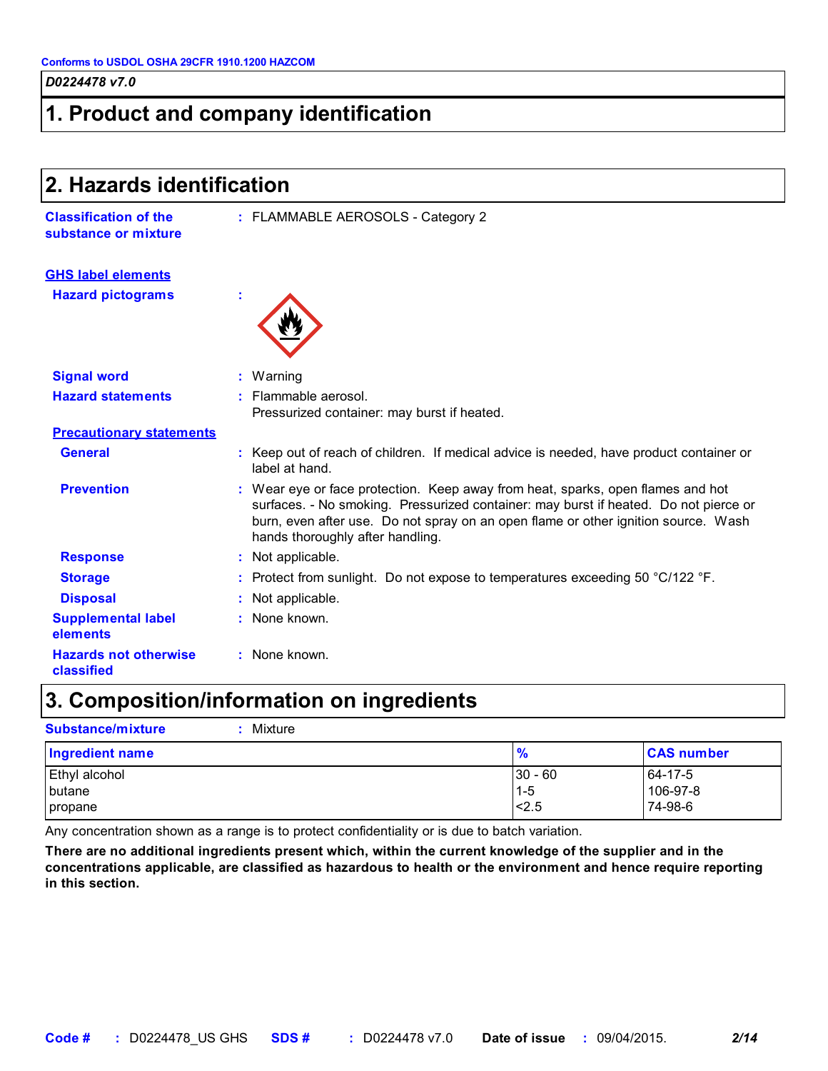Conforms to USDOL OSHA 29CFR 1910.1200 HAZCOM

*D0224478 v7.0*

# 1. Product and company identification

# 2. Hazards identification

**Classification of the substance or mixture** : FLAMMABLE AEROSOLS - Category 2

**GHS label elements**

**Hazard pictograms** :

**Signal word** : Warning

**Hazard statements** : Flammable aerosol.
Pressurized container: may burst if heated.

**Precautionary statements**

**General** : Keep out of reach of children. If medical advice is needed, have product container or label at hand.

**Prevention** : Wear eye or face protection. Keep away from heat, sparks, open flames and hot surfaces. - No smoking. Pressurized container: may burst if heated. Do not pierce or burn, even after use. Do not spray on an open flame or other ignition source. Wash hands thoroughly after handling.

**Response** : Not applicable.

**Storage** : Protect from sunlight. Do not expose to temperatures exceeding 50 °C/122 °F.

**Disposal** : Not applicable.

**Supplemental label elements** : None known.

**Hazards not otherwise classified** : None known.

# 3. Composition/information on ingredients

**Substance/mixture** : Mixture

| Ingredient name | % | CAS number |
|---|---|---|
| Ethyl alcohol | 30 - 60 | 64-17-5 |
| butane | 1-5 | 106-97-8 |
| propane | <2.5 | 74-98-6 |

Any concentration shown as a range is to protect confidentiality or is due to batch variation.

**There are no additional ingredients present which, within the current knowledge of the supplier and in the concentrations applicable, are classified as hazardous to health or the environment and hence require reporting in this section.**

**Code #** : D0224478_US GHS **SDS #** : D0224478 v7.0 **Date of issue** : 09/04/2015.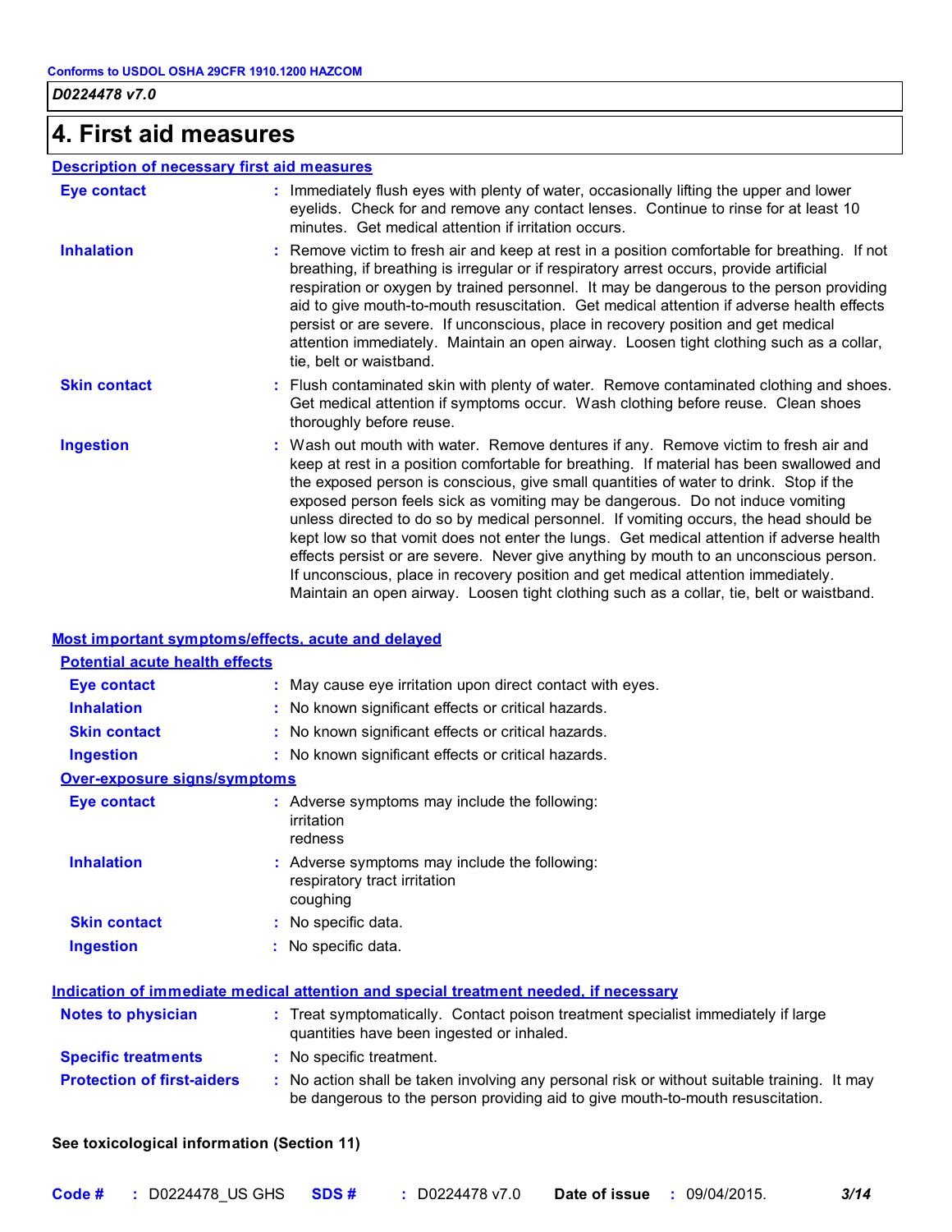## 4. First aid measures

### Description of necessary first aid measures

**Eye contact** : Immediately flush eyes with plenty of water, occasionally lifting the upper and lower eyelids. Check for and remove any contact lenses. Continue to rinse for at least 10 minutes. Get medical attention if irritation occurs.

**Inhalation** : Remove victim to fresh air and keep at rest in a position comfortable for breathing. If not breathing, if breathing is irregular or if respiratory arrest occurs, provide artificial respiration or oxygen by trained personnel. It may be dangerous to the person providing aid to give mouth-to-mouth resuscitation. Get medical attention if adverse health effects persist or are severe. If unconscious, place in recovery position and get medical attention immediately. Maintain an open airway. Loosen tight clothing such as a collar, tie, belt or waistband.

**Skin contact** : Flush contaminated skin with plenty of water. Remove contaminated clothing and shoes. Get medical attention if symptoms occur. Wash clothing before reuse. Clean shoes thoroughly before reuse.

**Ingestion** : Wash out mouth with water. Remove dentures if any. Remove victim to fresh air and keep at rest in a position comfortable for breathing. If material has been swallowed and the exposed person is conscious, give small quantities of water to drink. Stop if the exposed person feels sick as vomiting may be dangerous. Do not induce vomiting unless directed to do so by medical personnel. If vomiting occurs, the head should be kept low so that vomit does not enter the lungs. Get medical attention if adverse health effects persist or are severe. Never give anything by mouth to an unconscious person. If unconscious, place in recovery position and get medical attention immediately. Maintain an open airway. Loosen tight clothing such as a collar, tie, belt or waistband.

### Most important symptoms/effects, acute and delayed

#### Potential acute health effects

**Eye contact** : May cause eye irritation upon direct contact with eyes.

**Inhalation** : No known significant effects or critical hazards.

**Skin contact** : No known significant effects or critical hazards.

**Ingestion** : No known significant effects or critical hazards.

#### Over-exposure signs/symptoms

**Eye contact** : Adverse symptoms may include the following:
irritation
redness

**Inhalation** : Adverse symptoms may include the following:
respiratory tract irritation
coughing

**Skin contact** : No specific data.

**Ingestion** : No specific data.

### Indication of immediate medical attention and special treatment needed, if necessary

**Notes to physician** : Treat symptomatically. Contact poison treatment specialist immediately if large quantities have been ingested or inhaled.

**Specific treatments** : No specific treatment.

**Protection of first-aiders** : No action shall be taken involving any personal risk or without suitable training. It may be dangerous to the person providing aid to give mouth-to-mouth resuscitation.

**See toxicological information (Section 11)**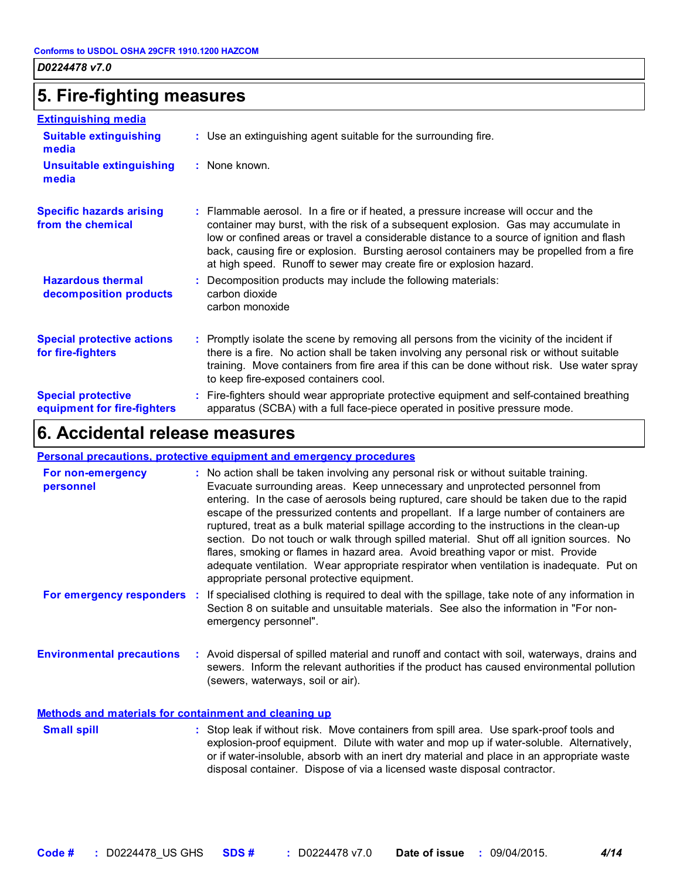## 5. Fire-fighting measures

### Extinguishing media

**Suitable extinguishing media** : Use an extinguishing agent suitable for the surrounding fire.

**Unsuitable extinguishing media** : None known.

**Specific hazards arising from the chemical** : Flammable aerosol. In a fire or if heated, a pressure increase will occur and the container may burst, with the risk of a subsequent explosion. Gas may accumulate in low or confined areas or travel a considerable distance to a source of ignition and flash back, causing fire or explosion. Bursting aerosol containers may be propelled from a fire at high speed. Runoff to sewer may create fire or explosion hazard.

**Hazardous thermal decomposition products** : Decomposition products may include the following materials:
carbon dioxide
carbon monoxide

**Special protective actions for fire-fighters** : Promptly isolate the scene by removing all persons from the vicinity of the incident if there is a fire. No action shall be taken involving any personal risk or without suitable training. Move containers from fire area if this can be done without risk. Use water spray to keep fire-exposed containers cool.

**Special protective equipment for fire-fighters** : Fire-fighters should wear appropriate protective equipment and self-contained breathing apparatus (SCBA) with a full face-piece operated in positive pressure mode.

## 6. Accidental release measures

### Personal precautions, protective equipment and emergency procedures

**For non-emergency personnel** : No action shall be taken involving any personal risk or without suitable training. Evacuate surrounding areas. Keep unnecessary and unprotected personnel from entering. In the case of aerosols being ruptured, care should be taken due to the rapid escape of the pressurized contents and propellant. If a large number of containers are ruptured, treat as a bulk material spillage according to the instructions in the clean-up section. Do not touch or walk through spilled material. Shut off all ignition sources. No flares, smoking or flames in hazard area. Avoid breathing vapor or mist. Provide adequate ventilation. Wear appropriate respirator when ventilation is inadequate. Put on appropriate personal protective equipment.

**For emergency responders** : If specialised clothing is required to deal with the spillage, take note of any information in Section 8 on suitable and unsuitable materials. See also the information in "For non-emergency personnel".

**Environmental precautions** : Avoid dispersal of spilled material and runoff and contact with soil, waterways, drains and sewers. Inform the relevant authorities if the product has caused environmental pollution (sewers, waterways, soil or air).

### Methods and materials for containment and cleaning up

**Small spill** : Stop leak if without risk. Move containers from spill area. Use spark-proof tools and explosion-proof equipment. Dilute with water and mop up if water-soluble. Alternatively, or if water-insoluble, absorb with an inert dry material and place in an appropriate waste disposal container. Dispose of via a licensed waste disposal contractor.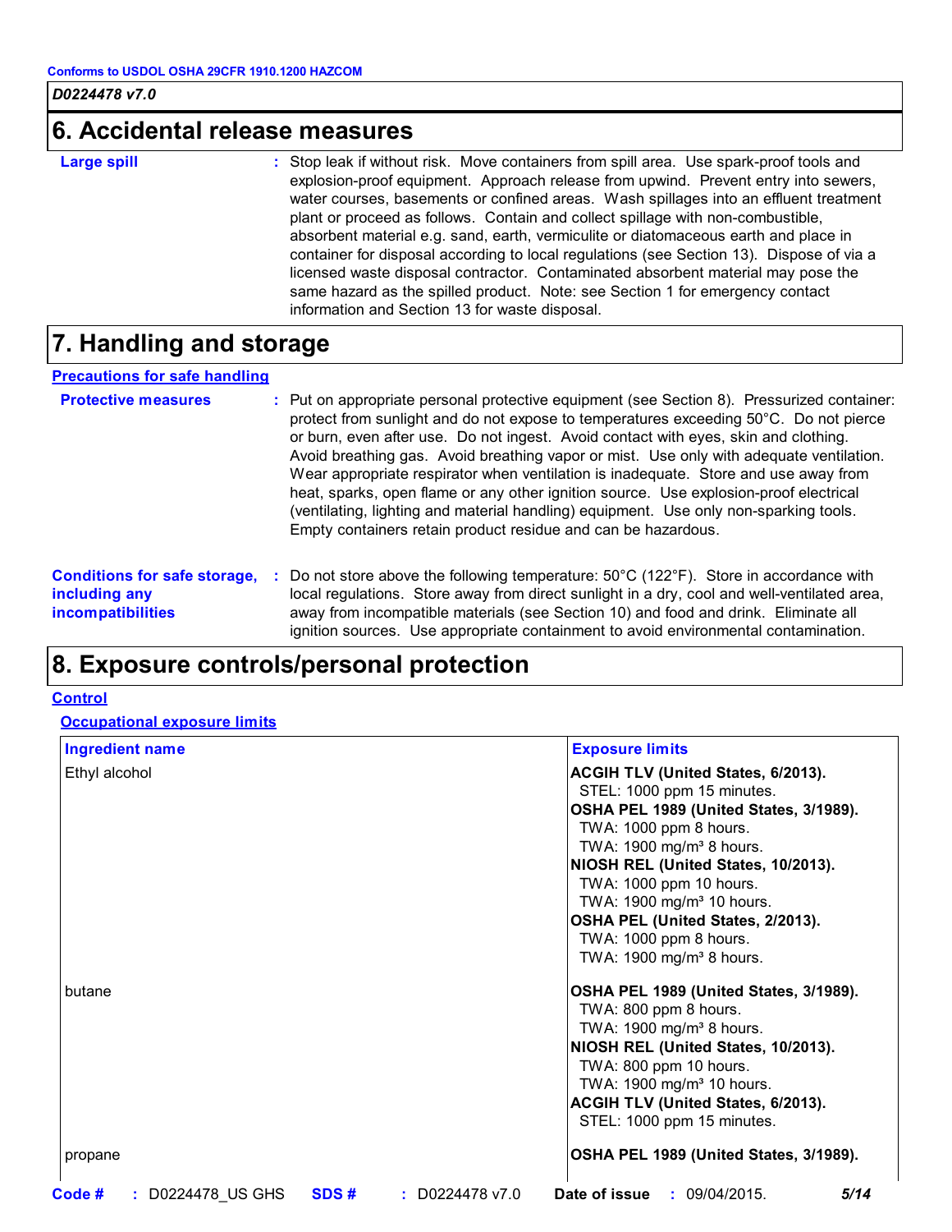## 6. Accidental release measures

**Large spill** : Stop leak if without risk. Move containers from spill area. Use spark-proof tools and explosion-proof equipment. Approach release from upwind. Prevent entry into sewers, water courses, basements or confined areas. Wash spillages into an effluent treatment plant or proceed as follows. Contain and collect spillage with non-combustible, absorbent material e.g. sand, earth, vermiculite or diatomaceous earth and place in container for disposal according to local regulations (see Section 13). Dispose of via a licensed waste disposal contractor. Contaminated absorbent material may pose the same hazard as the spilled product. Note: see Section 1 for emergency contact information and Section 13 for waste disposal.

## 7. Handling and storage

### Precautions for safe handling

**Protective measures** : Put on appropriate personal protective equipment (see Section 8). Pressurized container: protect from sunlight and do not expose to temperatures exceeding 50°C. Do not pierce or burn, even after use. Do not ingest. Avoid contact with eyes, skin and clothing. Avoid breathing gas. Avoid breathing vapor or mist. Use only with adequate ventilation. Wear appropriate respirator when ventilation is inadequate. Store and use away from heat, sparks, open flame or any other ignition source. Use explosion-proof electrical (ventilating, lighting and material handling) equipment. Use only non-sparking tools. Empty containers retain product residue and can be hazardous.

**Conditions for safe storage, including any incompatibilities** : Do not store above the following temperature: 50°C (122°F). Store in accordance with local regulations. Store away from direct sunlight in a dry, cool and well-ventilated area, away from incompatible materials (see Section 10) and food and drink. Eliminate all ignition sources. Use appropriate containment to avoid environmental contamination.

## 8. Exposure controls/personal protection

### Control

#### Occupational exposure limits

| Ingredient name | Exposure limits |
|---|---|
| Ethyl alcohol | **ACGIH TLV (United States, 6/2013).**<br>STEL: 1000 ppm 15 minutes.<br>**OSHA PEL 1989 (United States, 3/1989).**<br>TWA: 1000 ppm 8 hours.<br>TWA: 1900 mg/m³ 8 hours.<br>**NIOSH REL (United States, 10/2013).**<br>TWA: 1000 ppm 10 hours.<br>TWA: 1900 mg/m³ 10 hours.<br>**OSHA PEL (United States, 2/2013).**<br>TWA: 1000 ppm 8 hours.<br>TWA: 1900 mg/m³ 8 hours. |
| butane | **OSHA PEL 1989 (United States, 3/1989).**<br>TWA: 800 ppm 8 hours.<br>TWA: 1900 mg/m³ 8 hours.<br>**NIOSH REL (United States, 10/2013).**<br>TWA: 800 ppm 10 hours.<br>TWA: 1900 mg/m³ 10 hours.<br>**ACGIH TLV (United States, 6/2013).**<br>STEL: 1000 ppm 15 minutes. |
| propane | **OSHA PEL 1989 (United States, 3/1989).** |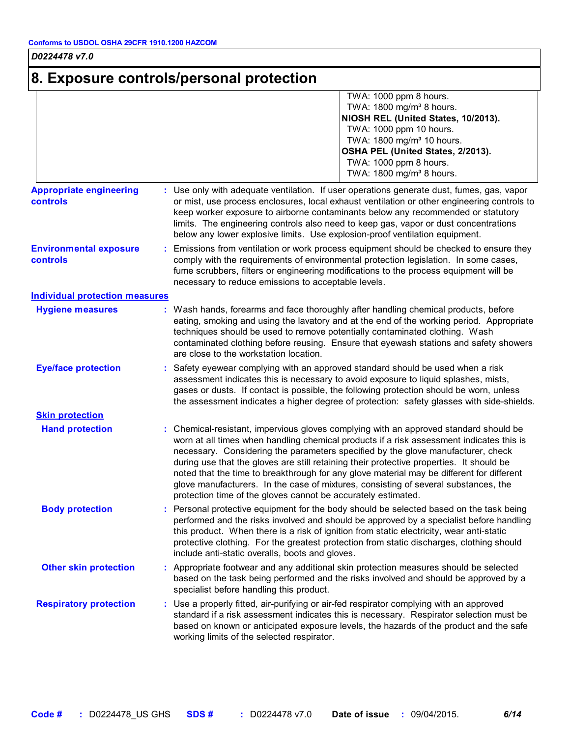## 8. Exposure controls/personal protection

| | |
|---|---|
| | TWA: 1000 ppm 8 hours.<br>TWA: 1800 mg/m³ 8 hours.<br>**NIOSH REL (United States, 10/2013).**<br>TWA: 1000 ppm 10 hours.<br>TWA: 1800 mg/m³ 10 hours.<br>**OSHA PEL (United States, 2/2013).**<br>TWA: 1000 ppm 8 hours.<br>TWA: 1800 mg/m³ 8 hours. |

**Appropriate engineering controls** : Use only with adequate ventilation. If user operations generate dust, fumes, gas, vapor or mist, use process enclosures, local exhaust ventilation or other engineering controls to keep worker exposure to airborne contaminants below any recommended or statutory limits. The engineering controls also need to keep gas, vapor or dust concentrations below any lower explosive limits. Use explosion-proof ventilation equipment.

**Environmental exposure controls** : Emissions from ventilation or work process equipment should be checked to ensure they comply with the requirements of environmental protection legislation. In some cases, fume scrubbers, filters or engineering modifications to the process equipment will be necessary to reduce emissions to acceptable levels.

### Individual protection measures

**Hygiene measures** : Wash hands, forearms and face thoroughly after handling chemical products, before eating, smoking and using the lavatory and at the end of the working period. Appropriate techniques should be used to remove potentially contaminated clothing. Wash contaminated clothing before reusing. Ensure that eyewash stations and safety showers are close to the workstation location.

**Eye/face protection** : Safety eyewear complying with an approved standard should be used when a risk assessment indicates this is necessary to avoid exposure to liquid splashes, mists, gases or dusts. If contact is possible, the following protection should be worn, unless the assessment indicates a higher degree of protection: safety glasses with side-shields.

#### Skin protection

**Hand protection** : Chemical-resistant, impervious gloves complying with an approved standard should be worn at all times when handling chemical products if a risk assessment indicates this is necessary. Considering the parameters specified by the glove manufacturer, check during use that the gloves are still retaining their protective properties. It should be noted that the time to breakthrough for any glove material may be different for different glove manufacturers. In the case of mixtures, consisting of several substances, the protection time of the gloves cannot be accurately estimated.

**Body protection** : Personal protective equipment for the body should be selected based on the task being performed and the risks involved and should be approved by a specialist before handling this product. When there is a risk of ignition from static electricity, wear anti-static protective clothing. For the greatest protection from static discharges, clothing should include anti-static overalls, boots and gloves.

**Other skin protection** : Appropriate footwear and any additional skin protection measures should be selected based on the task being performed and the risks involved and should be approved by a specialist before handling this product.

**Respiratory protection** : Use a properly fitted, air-purifying or air-fed respirator complying with an approved standard if a risk assessment indicates this is necessary. Respirator selection must be based on known or anticipated exposure levels, the hazards of the product and the safe working limits of the selected respirator.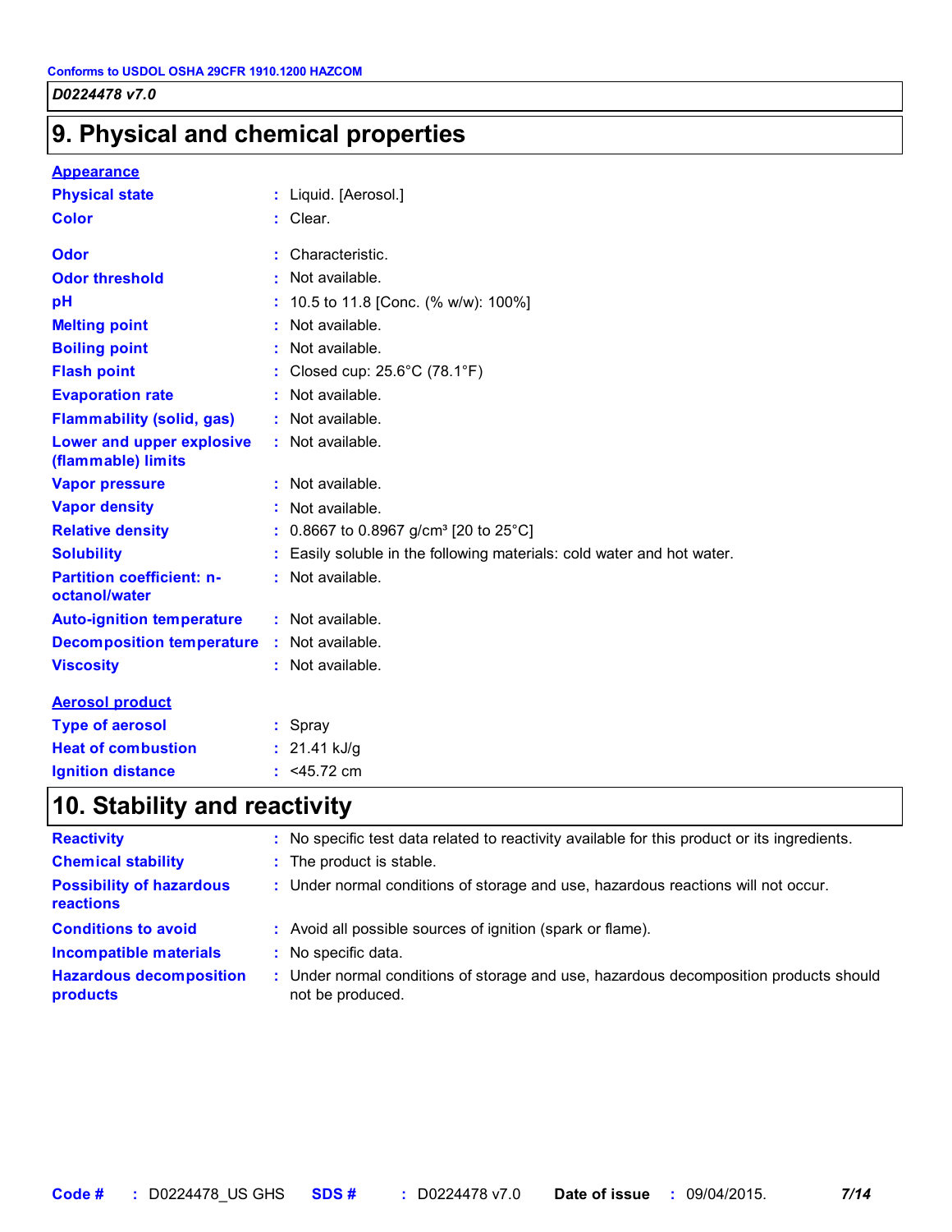## 9. Physical and chemical properties

### Appearance

| | |
|---|---|
| **Physical state** | : Liquid. [Aerosol.] |
| **Color** | : Clear. |
| **Odor** | : Characteristic. |
| **Odor threshold** | : Not available. |
| **pH** | : 10.5 to 11.8 [Conc. (% w/w): 100%] |
| **Melting point** | : Not available. |
| **Boiling point** | : Not available. |
| **Flash point** | : Closed cup: 25.6°C (78.1°F) |
| **Evaporation rate** | : Not available. |
| **Flammability (solid, gas)** | : Not available. |
| **Lower and upper explosive (flammable) limits** | : Not available. |
| **Vapor pressure** | : Not available. |
| **Vapor density** | : Not available. |
| **Relative density** | : 0.8667 to 0.8967 g/cm³ [20 to 25°C] |
| **Solubility** | : Easily soluble in the following materials: cold water and hot water. |
| **Partition coefficient: n-octanol/water** | : Not available. |
| **Auto-ignition temperature** | : Not available. |
| **Decomposition temperature** | : Not available. |
| **Viscosity** | : Not available. |

### Aerosol product

| | |
|---|---|
| **Type of aerosol** | : Spray |
| **Heat of combustion** | : 21.41 kJ/g |
| **Ignition distance** | : <45.72 cm |

## 10. Stability and reactivity

| | |
|---|---|
| **Reactivity** | : No specific test data related to reactivity available for this product or its ingredients. |
| **Chemical stability** | : The product is stable. |
| **Possibility of hazardous reactions** | : Under normal conditions of storage and use, hazardous reactions will not occur. |
| **Conditions to avoid** | : Avoid all possible sources of ignition (spark or flame). |
| **Incompatible materials** | : No specific data. |
| **Hazardous decomposition products** | : Under normal conditions of storage and use, hazardous decomposition products should not be produced. |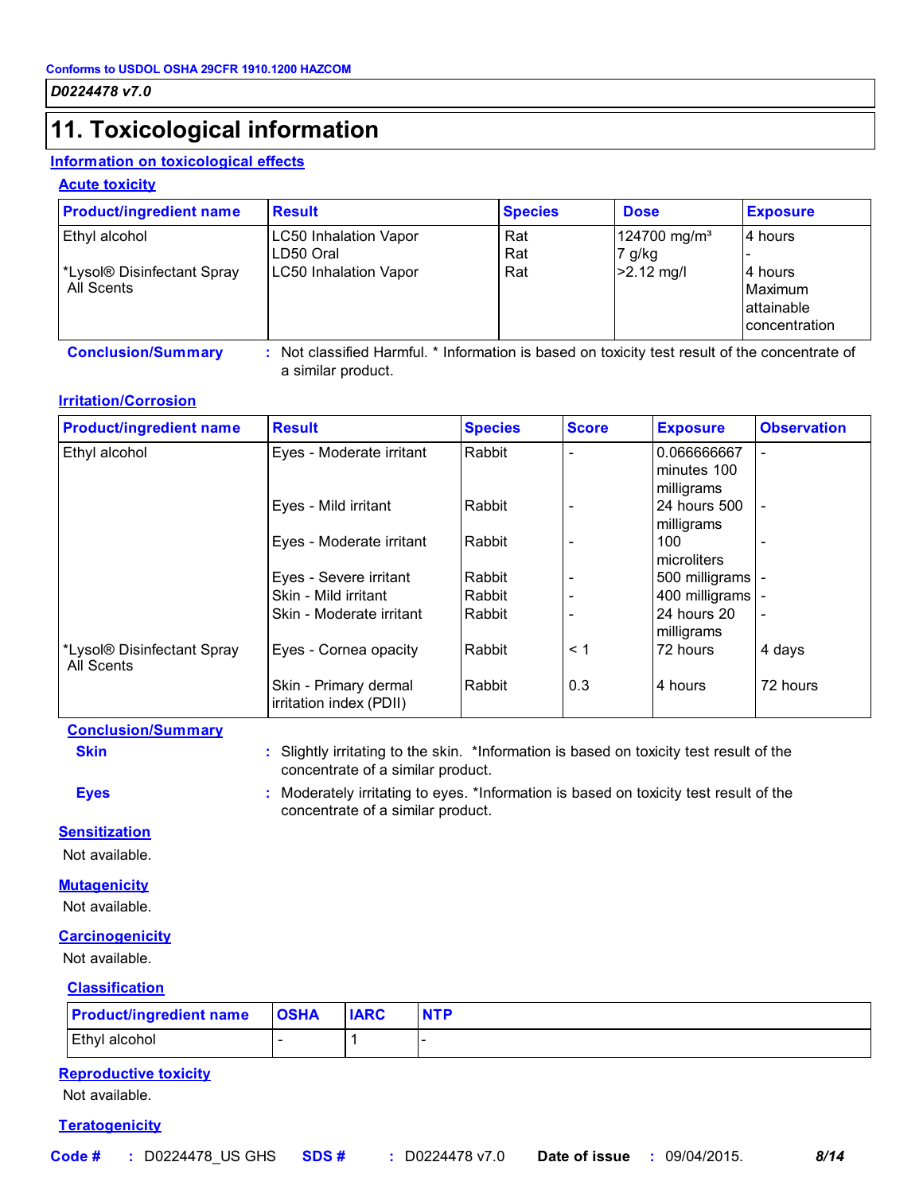# 11. Toxicological information

## Information on toxicological effects

### Acute toxicity

| Product/ingredient name | Result | Species | Dose | Exposure |
|---|---|---|---|---|
| Ethyl alcohol | LC50 Inhalation Vapor | Rat | 124700 mg/m³ | 4 hours |
| | LD50 Oral | Rat | 7 g/kg | - |
| *Lysol® Disinfectant Spray All Scents | LC50 Inhalation Vapor | Rat | >2.12 mg/l | 4 hours Maximum attainable concentration |

**Conclusion/Summary** : Not classified Harmful. * Information is based on toxicity test result of the concentrate of a similar product.

### Irritation/Corrosion

| Product/ingredient name | Result | Species | Score | Exposure | Observation |
|---|---|---|---|---|---|
| Ethyl alcohol | Eyes - Moderate irritant | Rabbit | - | 0.066666667 minutes 100 milligrams | - |
| | Eyes - Mild irritant | Rabbit | - | 24 hours 500 milligrams | - |
| | Eyes - Moderate irritant | Rabbit | - | 100 microliters | - |
| | Eyes - Severe irritant | Rabbit | - | 500 milligrams | - |
| | Skin - Mild irritant | Rabbit | - | 400 milligrams | - |
| | Skin - Moderate irritant | Rabbit | - | 24 hours 20 milligrams | - |
| *Lysol® Disinfectant Spray All Scents | Eyes - Cornea opacity | Rabbit | < 1 | 72 hours | 4 days |
| | Skin - Primary dermal irritation index (PDII) | Rabbit | 0.3 | 4 hours | 72 hours |

**Conclusion/Summary**

**Skin** : Slightly irritating to the skin. *Information is based on toxicity test result of the concentrate of a similar product.

**Eyes** : Moderately irritating to eyes. *Information is based on toxicity test result of the concentrate of a similar product.

### Sensitization

Not available.

### Mutagenicity

Not available.

### Carcinogenicity

Not available.

### Classification

| Product/ingredient name | OSHA | IARC | NTP |
|---|---|---|---|
| Ethyl alcohol | - | 1 | - |

### Reproductive toxicity

Not available.

### Teratogenicity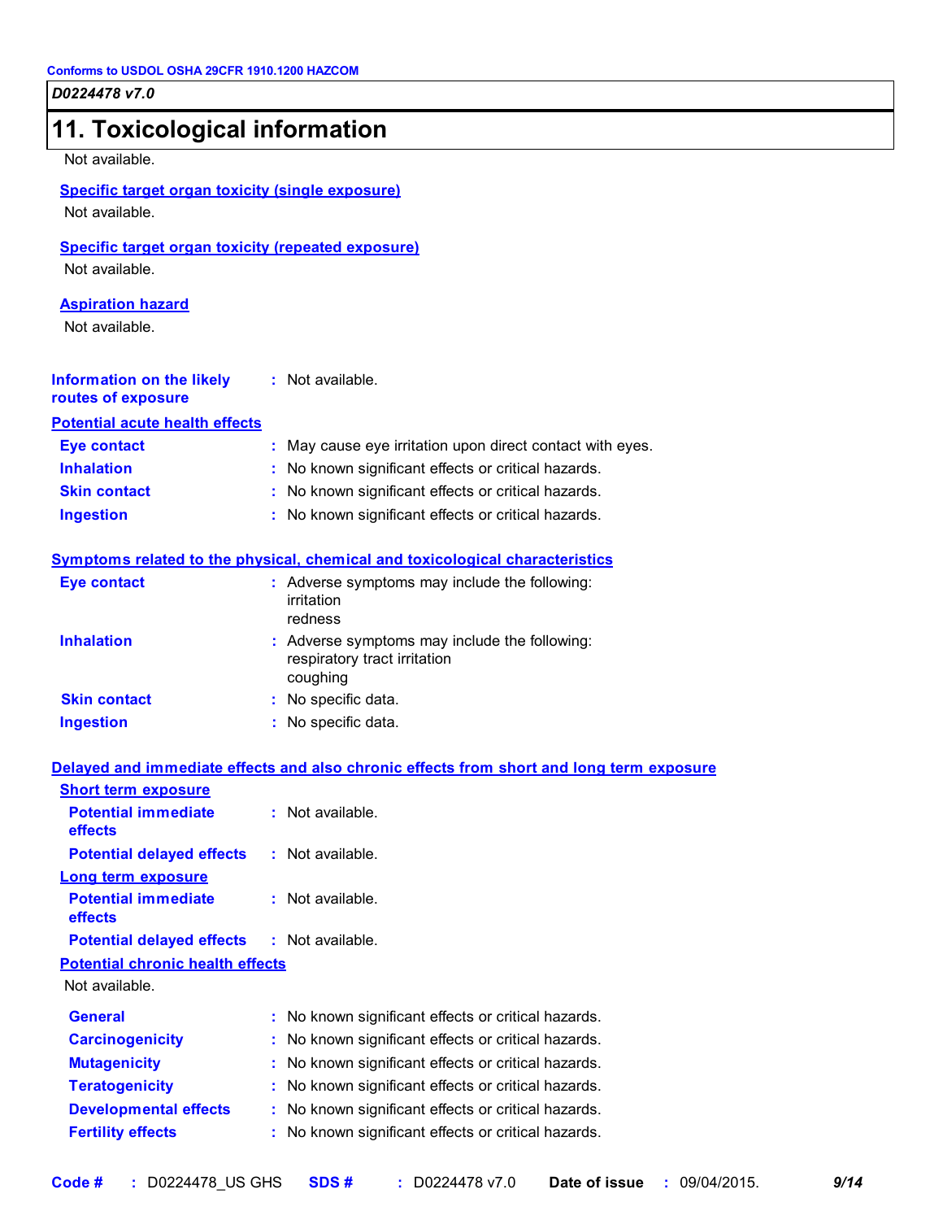## 11. Toxicological information

Not available.

**Specific target organ toxicity (single exposure)**

Not available.

**Specific target organ toxicity (repeated exposure)**

Not available.

**Aspiration hazard**

Not available.

**Information on the likely routes of exposure** : Not available.

**Potential acute health effects**

| | |
|---|---|
| **Eye contact** | : May cause eye irritation upon direct contact with eyes. |
| **Inhalation** | : No known significant effects or critical hazards. |
| **Skin contact** | : No known significant effects or critical hazards. |
| **Ingestion** | : No known significant effects or critical hazards. |

**Symptoms related to the physical, chemical and toxicological characteristics**

| | |
|---|---|
| **Eye contact** | : Adverse symptoms may include the following: irritation redness |
| **Inhalation** | : Adverse symptoms may include the following: respiratory tract irritation coughing |
| **Skin contact** | : No specific data. |
| **Ingestion** | : No specific data. |

**Delayed and immediate effects and also chronic effects from short and long term exposure**

**Short term exposure**

| | |
|---|---|
| **Potential immediate effects** | : Not available. |
| **Potential delayed effects** | : Not available. |

**Long term exposure**

| | |
|---|---|
| **Potential immediate effects** | : Not available. |
| **Potential delayed effects** | : Not available. |

**Potential chronic health effects**

Not available.

| | |
|---|---|
| **General** | : No known significant effects or critical hazards. |
| **Carcinogenicity** | : No known significant effects or critical hazards. |
| **Mutagenicity** | : No known significant effects or critical hazards. |
| **Teratogenicity** | : No known significant effects or critical hazards. |
| **Developmental effects** | : No known significant effects or critical hazards. |
| **Fertility effects** | : No known significant effects or critical hazards. |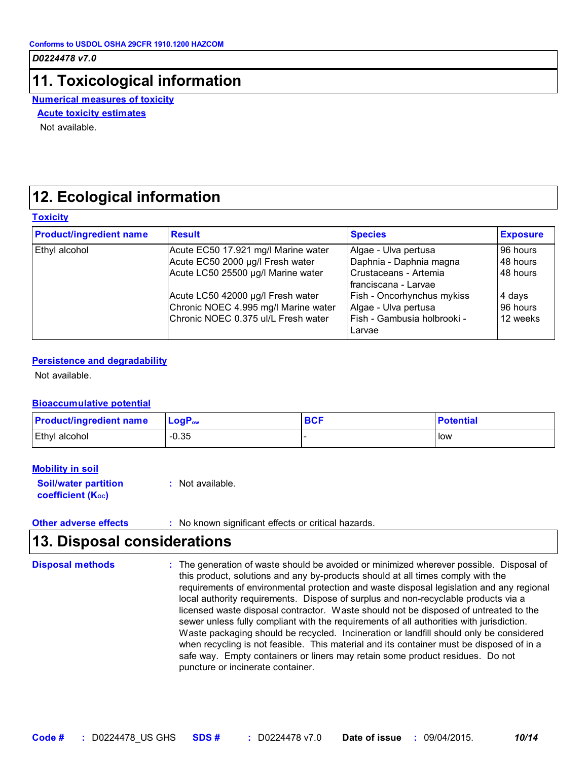# 11. Toxicological information

**Numerical measures of toxicity**

**Acute toxicity estimates**

Not available.

# 12. Ecological information

**Toxicity**

| Product/ingredient name | Result | Species | Exposure |
|---|---|---|---|
| Ethyl alcohol | Acute EC50 17.921 mg/l Marine water | Algae - Ulva pertusa | 96 hours |
| | Acute EC50 2000 µg/l Fresh water | Daphnia - Daphnia magna | 48 hours |
| | Acute LC50 25500 µg/l Marine water | Crustaceans - Artemia franciscana - Larvae | 48 hours |
| | Acute LC50 42000 µg/l Fresh water | Fish - Oncorhynchus mykiss | 4 days |
| | Chronic NOEC 4.995 mg/l Marine water | Algae - Ulva pertusa | 96 hours |
| | Chronic NOEC 0.375 ul/L Fresh water | Fish - Gambusia holbrooki - Larvae | 12 weeks |

**Persistence and degradability**

Not available.

**Bioaccumulative potential**

| Product/ingredient name | $LogP_{ow}$ | BCF | Potential |
|---|---|---|---|
| Ethyl alcohol | -0.35 | - | low |

**Mobility in soil**

**Soil/water partition coefficient ($K_{OC}$)** : Not available.

**Other adverse effects** : No known significant effects or critical hazards.

# 13. Disposal considerations

**Disposal methods** : The generation of waste should be avoided or minimized wherever possible. Disposal of this product, solutions and any by-products should at all times comply with the requirements of environmental protection and waste disposal legislation and any regional local authority requirements. Dispose of surplus and non-recyclable products via a licensed waste disposal contractor. Waste should not be disposed of untreated to the sewer unless fully compliant with the requirements of all authorities with jurisdiction. Waste packaging should be recycled. Incineration or landfill should only be considered when recycling is not feasible. This material and its container must be disposed of in a safe way. Empty containers or liners may retain some product residues. Do not puncture or incinerate container.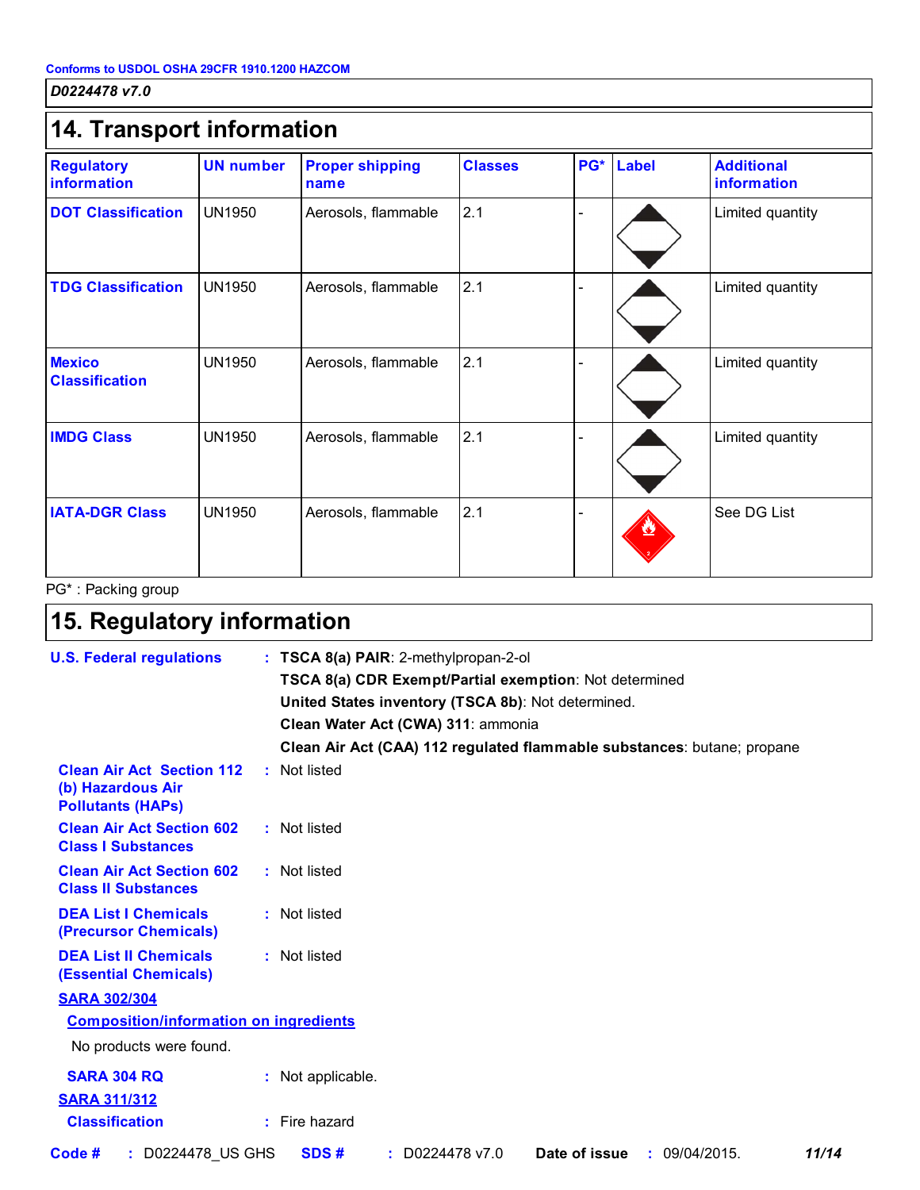Conforms to USDOL OSHA 29CFR 1910.1200 HAZCOM

*D0224478 v7.0*

## 14. Transport information

| Regulatory information | UN number | Proper shipping name | Classes | PG* | Label | Additional information |
|---|---|---|---|---|---|---|
| DOT Classification | UN1950 | Aerosols, flammable | 2.1 | - | | Limited quantity |
| TDG Classification | UN1950 | Aerosols, flammable | 2.1 | - | | Limited quantity |
| Mexico Classification | UN1950 | Aerosols, flammable | 2.1 | - | | Limited quantity |
| IMDG Class | UN1950 | Aerosols, flammable | 2.1 | - | | Limited quantity |
| IATA-DGR Class | UN1950 | Aerosols, flammable | 2.1 | - | | See DG List |

PG* : Packing group

## 15. Regulatory information

**U.S. Federal regulations** : **TSCA 8(a) PAIR**: 2-methylpropan-2-ol
**TSCA 8(a) CDR Exempt/Partial exemption**: Not determined
**United States inventory (TSCA 8b)**: Not determined.
**Clean Water Act (CWA) 311**: ammonia
**Clean Air Act (CAA) 112 regulated flammable substances**: butane; propane

**Clean Air Act Section 112 (b) Hazardous Air Pollutants (HAPs)** : Not listed

**Clean Air Act Section 602 Class I Substances** : Not listed

**Clean Air Act Section 602 Class II Substances** : Not listed

**DEA List I Chemicals (Precursor Chemicals)** : Not listed

**DEA List II Chemicals (Essential Chemicals)** : Not listed

**SARA 302/304**

**Composition/information on ingredients**

No products were found.

**SARA 304 RQ** : Not applicable.

**SARA 311/312**

**Classification** : Fire hazard

**Code #** : D0224478_US GHS **SDS #** : D0224478 v7.0 **Date of issue** : 09/04/2015.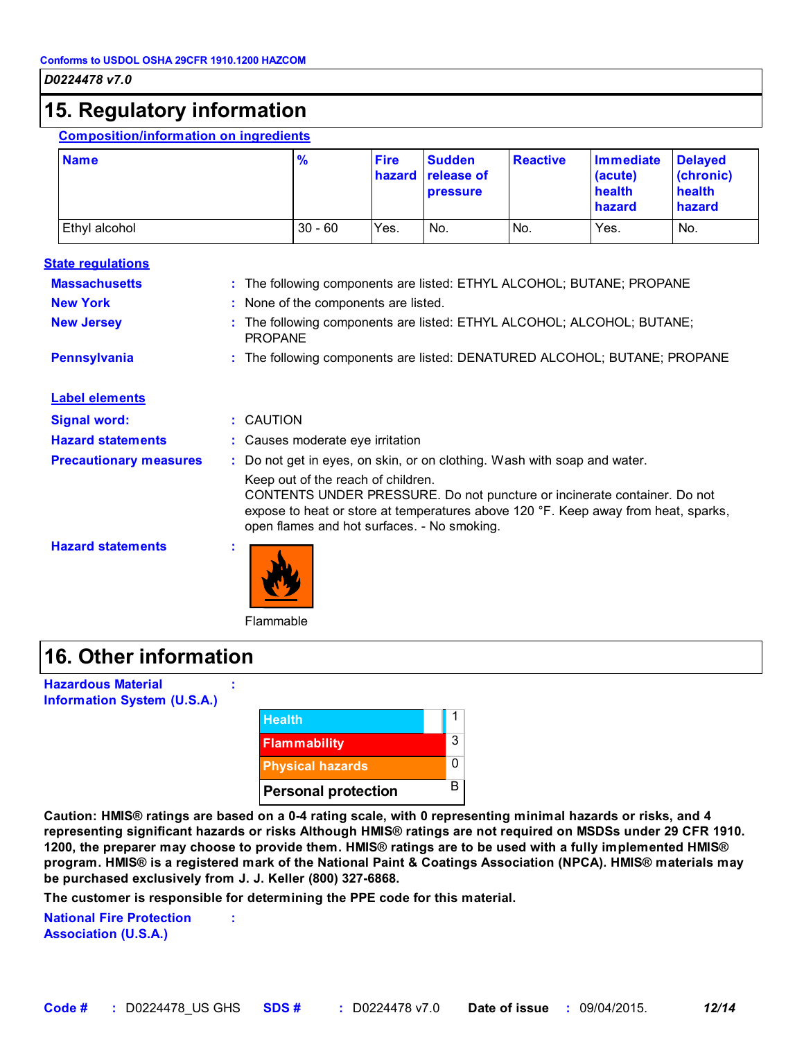Conforms to USDOL OSHA 29CFR 1910.1200 HAZCOM

*D0224478 v7.0*

# 15. Regulatory information

**Composition/information on ingredients**

| Name | % | Fire hazard | Sudden release of pressure | Reactive | Immediate (acute) health hazard | Delayed (chronic) health hazard |
|---|---|---|---|---|---|---|
| Ethyl alcohol | 30 - 60 | Yes. | No. | No. | Yes. | No. |

**State regulations**

**Massachusetts** : The following components are listed: ETHYL ALCOHOL; BUTANE; PROPANE

**New York** : None of the components are listed.

**New Jersey** : The following components are listed: ETHYL ALCOHOL; ALCOHOL; BUTANE; PROPANE

**Pennsylvania** : The following components are listed: DENATURED ALCOHOL; BUTANE; PROPANE

**Label elements**

**Signal word:** : CAUTION

**Hazard statements** : Causes moderate eye irritation

**Precautionary measures** : Do not get in eyes, on skin, or on clothing. Wash with soap and water.

Keep out of the reach of children.
CONTENTS UNDER PRESSURE. Do not puncture or incinerate container. Do not expose to heat or store at temperatures above 120 °F. Keep away from heat, sparks, open flames and hot surfaces. - No smoking.

**Hazard statements** :

Flammable

# 16. Other information

**Hazardous Material Information System (U.S.A.)** :

| | |
|---|---|
| Health | 1 |
| Flammability | 3 |
| Physical hazards | 0 |
| Personal protection | B |

**Caution: HMIS® ratings are based on a 0-4 rating scale, with 0 representing minimal hazards or risks, and 4 representing significant hazards or risks Although HMIS® ratings are not required on MSDSs under 29 CFR 1910. 1200, the preparer may choose to provide them. HMIS® ratings are to be used with a fully implemented HMIS® program. HMIS® is a registered mark of the National Paint & Coatings Association (NPCA). HMIS® materials may be purchased exclusively from J. J. Keller (800) 327-6868.**

**The customer is responsible for determining the PPE code for this material.**

**National Fire Protection Association (U.S.A.)** :

**Code #** : D0224478_US GHS **SDS #** : D0224478 v7.0 **Date of issue** : 09/04/2015.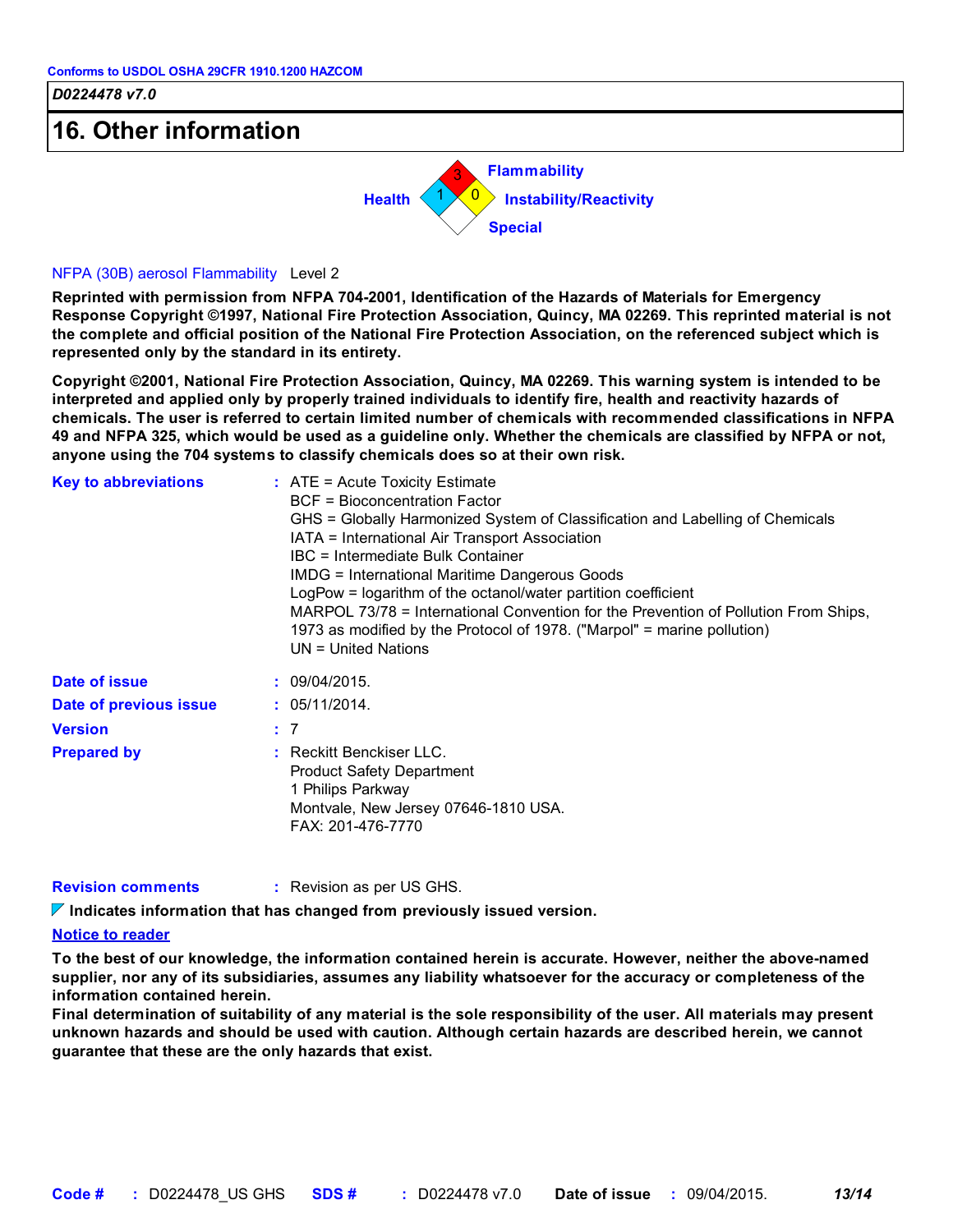Conforms to USDOL OSHA 29CFR 1910.1200 HAZCOM

*D0224478 v7.0*

# 16. Other information

Health: 1
Flammability: 3
Instability/Reactivity: 0
Special

NFPA (30B) aerosol Flammability Level 2

**Reprinted with permission from NFPA 704-2001, Identification of the Hazards of Materials for Emergency Response Copyright ©1997, National Fire Protection Association, Quincy, MA 02269. This reprinted material is not the complete and official position of the National Fire Protection Association, on the referenced subject which is represented only by the standard in its entirety.**

**Copyright ©2001, National Fire Protection Association, Quincy, MA 02269. This warning system is intended to be interpreted and applied only by properly trained individuals to identify fire, health and reactivity hazards of chemicals. The user is referred to certain limited number of chemicals with recommended classifications in NFPA 49 and NFPA 325, which would be used as a guideline only. Whether the chemicals are classified by NFPA or not, anyone using the 704 systems to classify chemicals does so at their own risk.**

**Key to abbreviations** : ATE = Acute Toxicity Estimate
BCF = Bioconcentration Factor
GHS = Globally Harmonized System of Classification and Labelling of Chemicals
IATA = International Air Transport Association
IBC = Intermediate Bulk Container
IMDG = International Maritime Dangerous Goods
LogPow = logarithm of the octanol/water partition coefficient
MARPOL 73/78 = International Convention for the Prevention of Pollution From Ships, 1973 as modified by the Protocol of 1978. ("Marpol" = marine pollution)
UN = United Nations

**Date of issue** : 09/04/2015.

**Date of previous issue** : 05/11/2014.

**Version** : 7

**Prepared by** : Reckitt Benckiser LLC.
Product Safety Department
1 Philips Parkway
Montvale, New Jersey 07646-1810 USA.
FAX: 201-476-7770

**Revision comments** : Revision as per US GHS.

**Indicates information that has changed from previously issued version.**

**Notice to reader**

**To the best of our knowledge, the information contained herein is accurate. However, neither the above-named supplier, nor any of its subsidiaries, assumes any liability whatsoever for the accuracy or completeness of the information contained herein.**
**Final determination of suitability of any material is the sole responsibility of the user. All materials may present unknown hazards and should be used with caution. Although certain hazards are described herein, we cannot guarantee that these are the only hazards that exist.**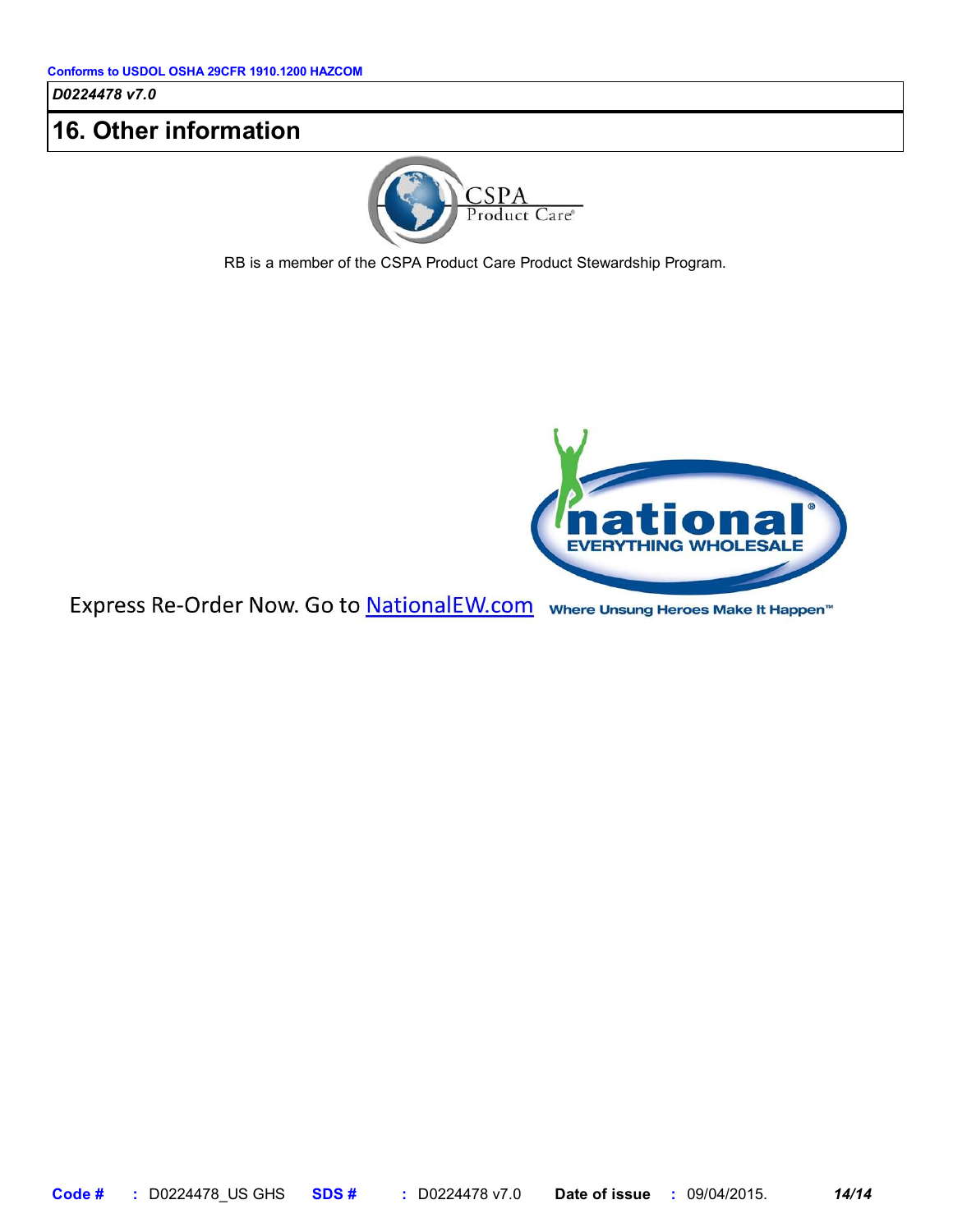## 16. Other information

RB is a member of the CSPA Product Care Product Stewardship Program.

Express Re-Order Now. Go to NationalEW.com

Where Unsung Heroes Make It Happen™